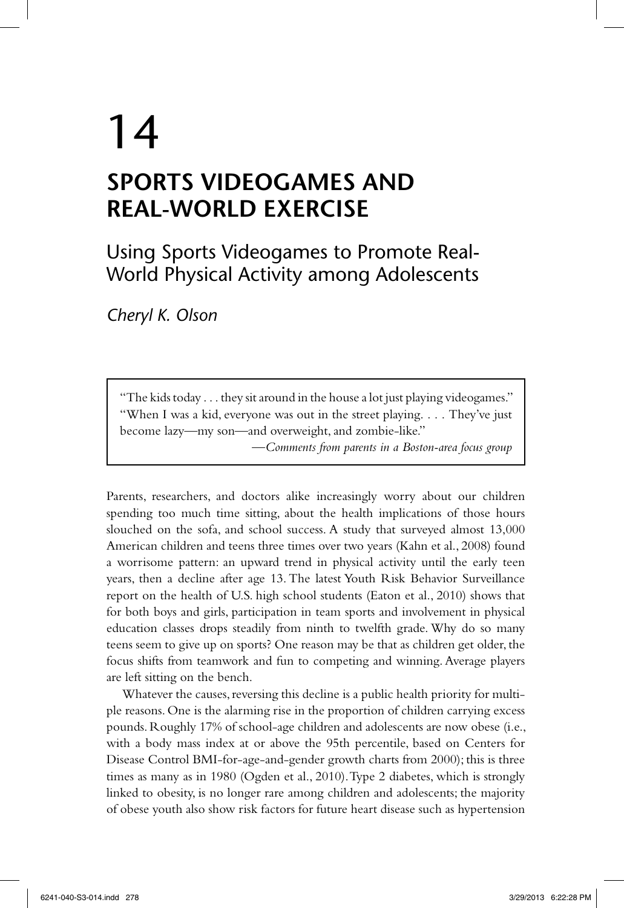# 14

# SPORTS VIDEOGAMES AND REAL-WORLD EXERCISE

## Using Sports Videogames to Promote Real-World Physical Activity among Adolescents

*Cheryl K. Olson*

> "The kids today . . . they sit around in the house a lot just playing videogames." "When I was a kid, everyone was out in the street playing. . . . They've just become lazy—my son—and overweight, and zombie-like."
>
> —*Comments from parents in a Boston-area focus group*

Parents, researchers, and doctors alike increasingly worry about our children spending too much time sitting, about the health implications of those hours slouched on the sofa, and school success. A study that surveyed almost 13,000 American children and teens three times over two years (Kahn et al., 2008) found a worrisome pattern: an upward trend in physical activity until the early teen years, then a decline after age 13. The latest Youth Risk Behavior Surveillance report on the health of U.S. high school students (Eaton et al., 2010) shows that for both boys and girls, participation in team sports and involvement in physical education classes drops steadily from ninth to twelfth grade. Why do so many teens seem to give up on sports? One reason may be that as children get older, the focus shifts from teamwork and fun to competing and winning. Average players are left sitting on the bench.

Whatever the causes, reversing this decline is a public health priority for multiple reasons. One is the alarming rise in the proportion of children carrying excess pounds. Roughly 17% of school-age children and adolescents are now obese (i.e., with a body mass index at or above the 95th percentile, based on Centers for Disease Control BMI-for-age-and-gender growth charts from 2000); this is three times as many as in 1980 (Ogden et al., 2010). Type 2 diabetes, which is strongly linked to obesity, is no longer rare among children and adolescents; the majority of obese youth also show risk factors for future heart disease such as hypertension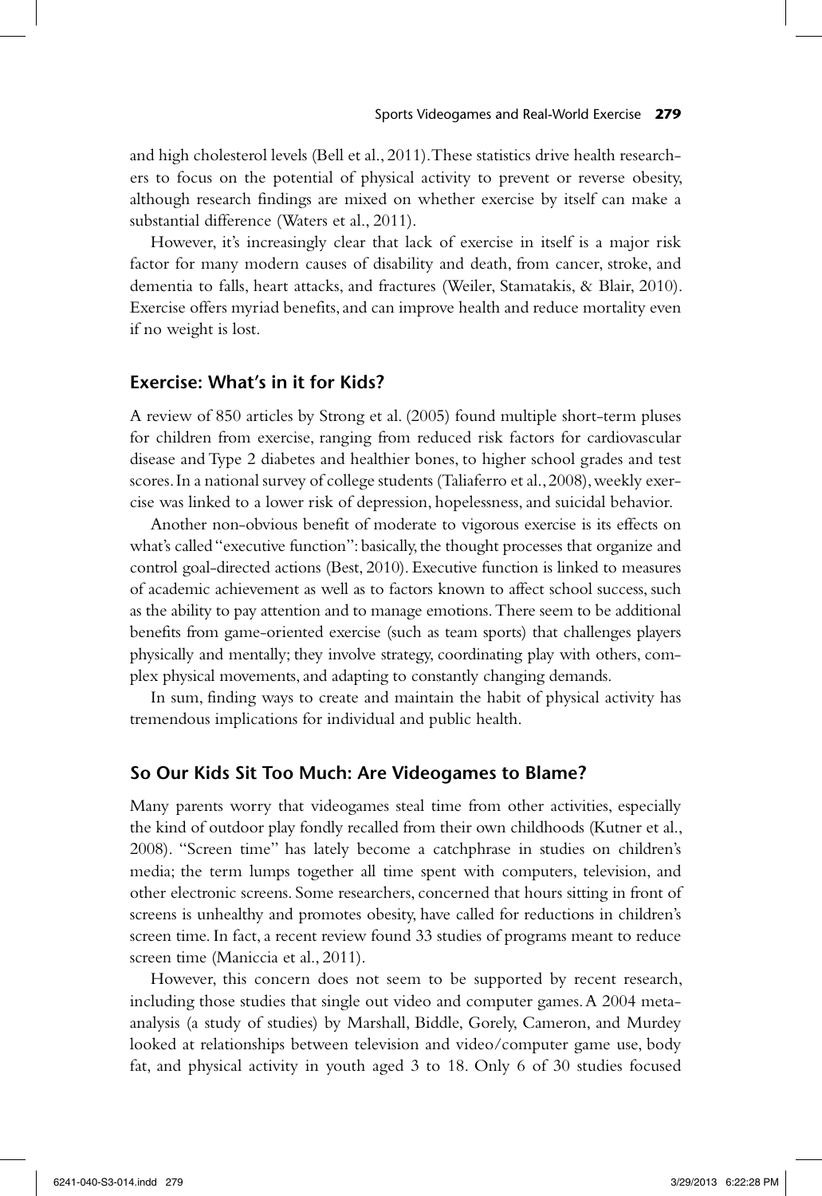and high cholesterol levels (Bell et al., 2011). These statistics drive health researchers to focus on the potential of physical activity to prevent or reverse obesity, although research findings are mixed on whether exercise by itself can make a substantial difference (Waters et al., 2011).

However, it's increasingly clear that lack of exercise in itself is a major risk factor for many modern causes of disability and death, from cancer, stroke, and dementia to falls, heart attacks, and fractures (Weiler, Stamatakis, & Blair, 2010). Exercise offers myriad benefits, and can improve health and reduce mortality even if no weight is lost.

## Exercise: What's in it for Kids?

A review of 850 articles by Strong et al. (2005) found multiple short-term pluses for children from exercise, ranging from reduced risk factors for cardiovascular disease and Type 2 diabetes and healthier bones, to higher school grades and test scores. In a national survey of college students (Taliaferro et al., 2008), weekly exercise was linked to a lower risk of depression, hopelessness, and suicidal behavior.

Another non-obvious benefit of moderate to vigorous exercise is its effects on what's called "executive function": basically, the thought processes that organize and control goal-directed actions (Best, 2010). Executive function is linked to measures of academic achievement as well as to factors known to affect school success, such as the ability to pay attention and to manage emotions. There seem to be additional benefits from game-oriented exercise (such as team sports) that challenges players physically and mentally; they involve strategy, coordinating play with others, complex physical movements, and adapting to constantly changing demands.

In sum, finding ways to create and maintain the habit of physical activity has tremendous implications for individual and public health.

## So Our Kids Sit Too Much: Are Videogames to Blame?

Many parents worry that videogames steal time from other activities, especially the kind of outdoor play fondly recalled from their own childhoods (Kutner et al., 2008). "Screen time" has lately become a catchphrase in studies on children's media; the term lumps together all time spent with computers, television, and other electronic screens. Some researchers, concerned that hours sitting in front of screens is unhealthy and promotes obesity, have called for reductions in children's screen time. In fact, a recent review found 33 studies of programs meant to reduce screen time (Maniccia et al., 2011).

However, this concern does not seem to be supported by recent research, including those studies that single out video and computer games. A 2004 meta-analysis (a study of studies) by Marshall, Biddle, Gorely, Cameron, and Murdey looked at relationships between television and video/computer game use, body fat, and physical activity in youth aged 3 to 18. Only 6 of 30 studies focused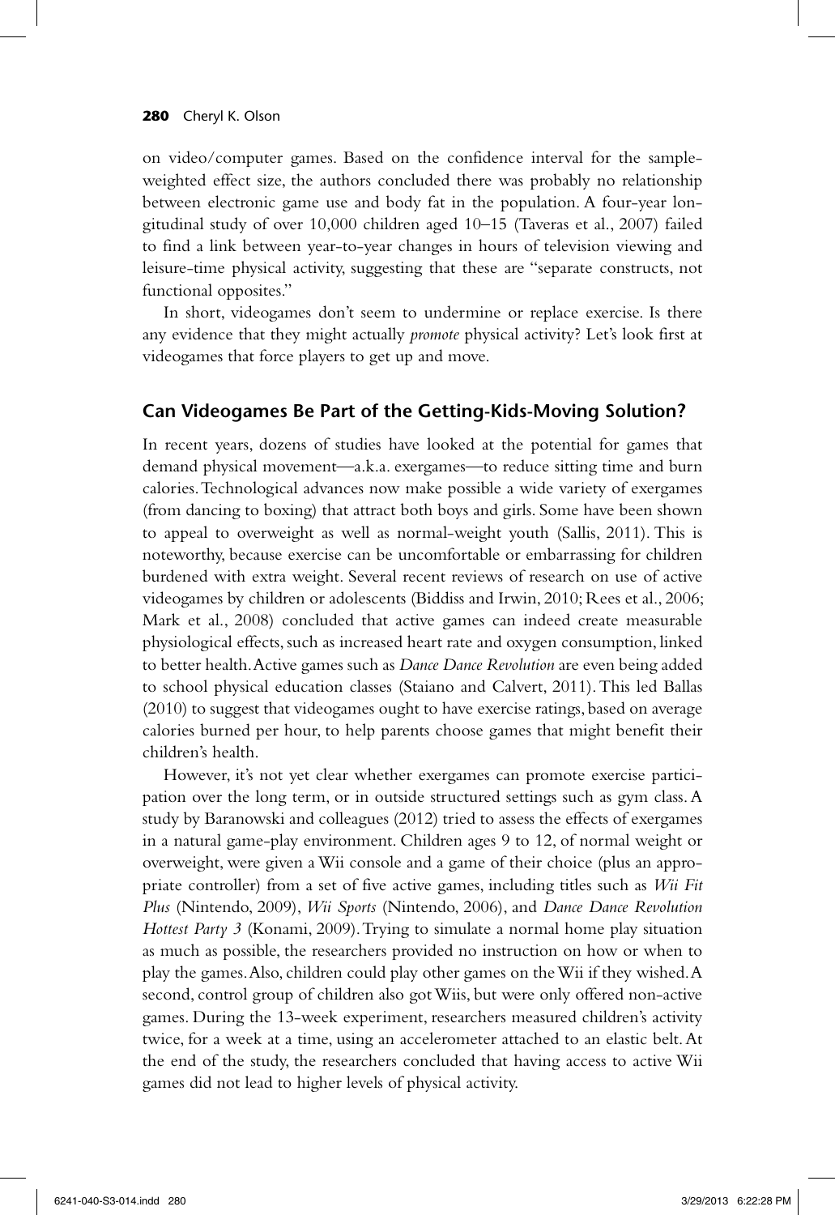on video/computer games. Based on the confidence interval for the sample-weighted effect size, the authors concluded there was probably no relationship between electronic game use and body fat in the population. A four-year longitudinal study of over 10,000 children aged 10–15 (Taveras et al., 2007) failed to find a link between year-to-year changes in hours of television viewing and leisure-time physical activity, suggesting that these are "separate constructs, not functional opposites."

In short, videogames don't seem to undermine or replace exercise. Is there any evidence that they might actually *promote* physical activity? Let's look first at videogames that force players to get up and move.

## Can Videogames Be Part of the Getting-Kids-Moving Solution?

In recent years, dozens of studies have looked at the potential for games that demand physical movement—a.k.a. exergames—to reduce sitting time and burn calories. Technological advances now make possible a wide variety of exergames (from dancing to boxing) that attract both boys and girls. Some have been shown to appeal to overweight as well as normal-weight youth (Sallis, 2011). This is noteworthy, because exercise can be uncomfortable or embarrassing for children burdened with extra weight. Several recent reviews of research on use of active videogames by children or adolescents (Biddiss and Irwin, 2010; Rees et al., 2006; Mark et al., 2008) concluded that active games can indeed create measurable physiological effects, such as increased heart rate and oxygen consumption, linked to better health. Active games such as *Dance Dance Revolution* are even being added to school physical education classes (Staiano and Calvert, 2011). This led Ballas (2010) to suggest that videogames ought to have exercise ratings, based on average calories burned per hour, to help parents choose games that might benefit their children's health.

However, it's not yet clear whether exergames can promote exercise participation over the long term, or in outside structured settings such as gym class. A study by Baranowski and colleagues (2012) tried to assess the effects of exergames in a natural game-play environment. Children ages 9 to 12, of normal weight or overweight, were given a Wii console and a game of their choice (plus an appropriate controller) from a set of five active games, including titles such as *Wii Fit Plus* (Nintendo, 2009), *Wii Sports* (Nintendo, 2006), and *Dance Dance Revolution Hottest Party 3* (Konami, 2009). Trying to simulate a normal home play situation as much as possible, the researchers provided no instruction on how or when to play the games. Also, children could play other games on the Wii if they wished. A second, control group of children also got Wiis, but were only offered non-active games. During the 13-week experiment, researchers measured children's activity twice, for a week at a time, using an accelerometer attached to an elastic belt. At the end of the study, the researchers concluded that having access to active Wii games did not lead to higher levels of physical activity.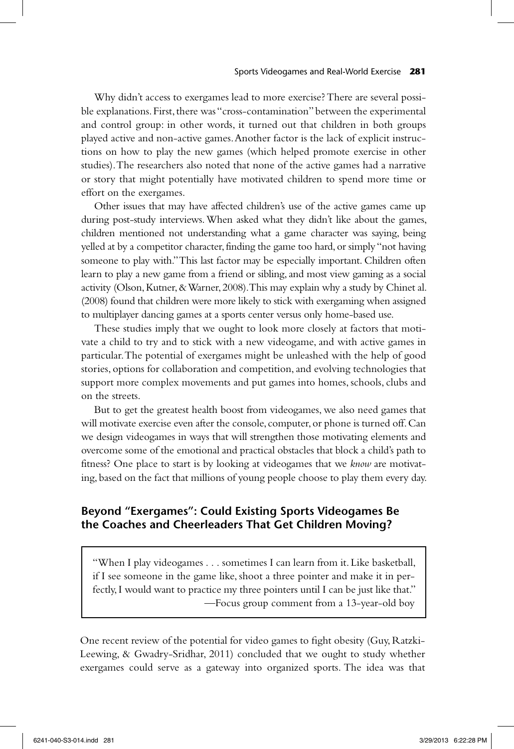Why didn't access to exergames lead to more exercise? There are several possible explanations. First, there was "cross-contamination" between the experimental and control group: in other words, it turned out that children in both groups played active and non-active games. Another factor is the lack of explicit instructions on how to play the new games (which helped promote exercise in other studies). The researchers also noted that none of the active games had a narrative or story that might potentially have motivated children to spend more time or effort on the exergames.

Other issues that may have affected children's use of the active games came up during post-study interviews. When asked what they didn't like about the games, children mentioned not understanding what a game character was saying, being yelled at by a competitor character, finding the game too hard, or simply "not having someone to play with." This last factor may be especially important. Children often learn to play a new game from a friend or sibling, and most view gaming as a social activity (Olson, Kutner, & Warner, 2008). This may explain why a study by Chin et al. (2008) found that children were more likely to stick with exergaming when assigned to multiplayer dancing games at a sports center versus only home-based use.

These studies imply that we ought to look more closely at factors that motivate a child to try and to stick with a new videogame, and with active games in particular. The potential of exergames might be unleashed with the help of good stories, options for collaboration and competition, and evolving technologies that support more complex movements and put games into homes, schools, clubs and on the streets.

But to get the greatest health boost from videogames, we also need games that will motivate exercise even after the console, computer, or phone is turned off. Can we design videogames in ways that will strengthen those motivating elements and overcome some of the emotional and practical obstacles that block a child's path to fitness? One place to start is by looking at videogames that we *know* are motivating, based on the fact that millions of young people choose to play them every day.

## Beyond "Exergames": Could Existing Sports Videogames Be the Coaches and Cheerleaders That Get Children Moving?

> "When I play videogames . . . sometimes I can learn from it. Like basketball, if I see someone in the game like, shoot a three pointer and make it in perfectly, I would want to practice my three pointers until I can be just like that."
>
> —Focus group comment from a 13-year-old boy

One recent review of the potential for video games to fight obesity (Guy, Ratzki-Leewing, & Gwadry-Sridhar, 2011) concluded that we ought to study whether exergames could serve as a gateway into organized sports. The idea was that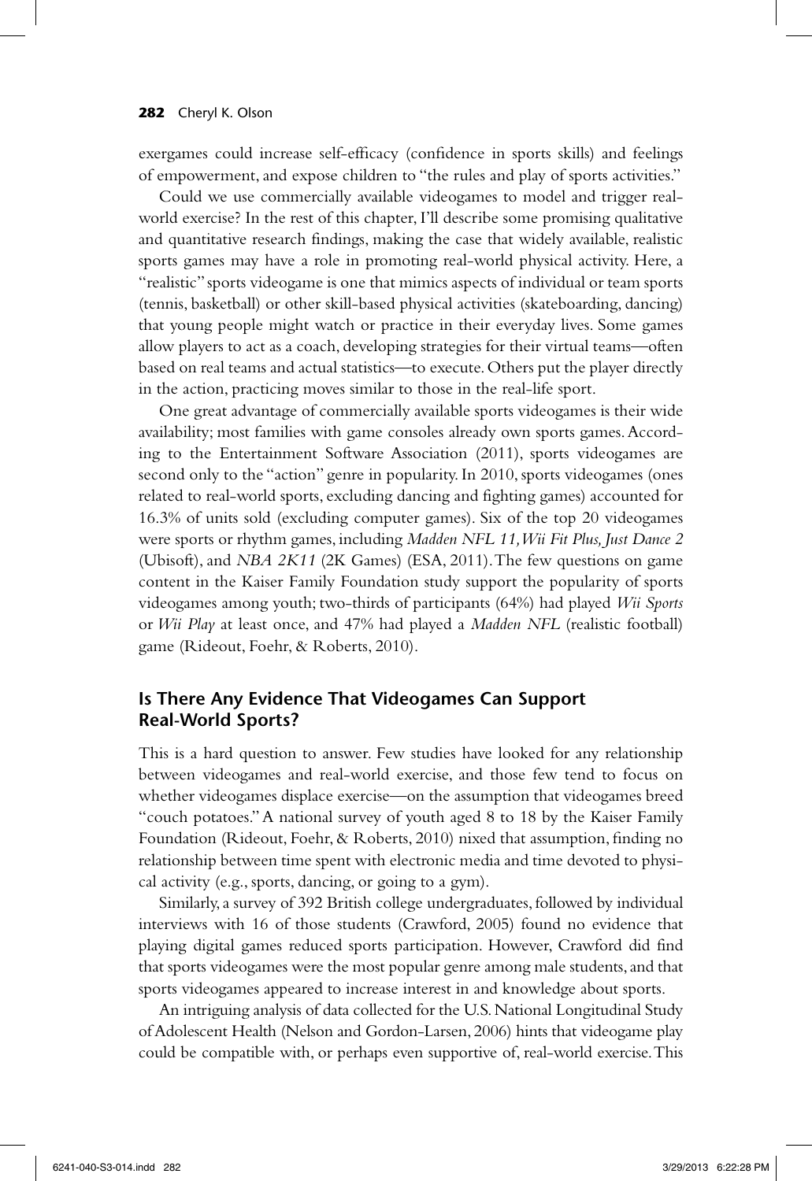exergames could increase self-efficacy (confidence in sports skills) and feelings of empowerment, and expose children to "the rules and play of sports activities."

Could we use commercially available videogames to model and trigger real-world exercise? In the rest of this chapter, I'll describe some promising qualitative and quantitative research findings, making the case that widely available, realistic sports games may have a role in promoting real-world physical activity. Here, a "realistic" sports videogame is one that mimics aspects of individual or team sports (tennis, basketball) or other skill-based physical activities (skateboarding, dancing) that young people might watch or practice in their everyday lives. Some games allow players to act as a coach, developing strategies for their virtual teams—often based on real teams and actual statistics—to execute. Others put the player directly in the action, practicing moves similar to those in the real-life sport.

One great advantage of commercially available sports videogames is their wide availability; most families with game consoles already own sports games. According to the Entertainment Software Association (2011), sports videogames are second only to the "action" genre in popularity. In 2010, sports videogames (ones related to real-world sports, excluding dancing and fighting games) accounted for 16.3% of units sold (excluding computer games). Six of the top 20 videogames were sports or rhythm games, including *Madden NFL 11*, *Wii Fit Plus*, *Just Dance 2* (Ubisoft), and *NBA 2K11* (2K Games) (ESA, 2011). The few questions on game content in the Kaiser Family Foundation study support the popularity of sports videogames among youth; two-thirds of participants (64%) had played *Wii Sports* or *Wii Play* at least once, and 47% had played a *Madden NFL* (realistic football) game (Rideout, Foehr, & Roberts, 2010).

## Is There Any Evidence That Videogames Can Support Real-World Sports?

This is a hard question to answer. Few studies have looked for any relationship between videogames and real-world exercise, and those few tend to focus on whether videogames displace exercise—on the assumption that videogames breed "couch potatoes." A national survey of youth aged 8 to 18 by the Kaiser Family Foundation (Rideout, Foehr, & Roberts, 2010) nixed that assumption, finding no relationship between time spent with electronic media and time devoted to physical activity (e.g., sports, dancing, or going to a gym).

Similarly, a survey of 392 British college undergraduates, followed by individual interviews with 16 of those students (Crawford, 2005) found no evidence that playing digital games reduced sports participation. However, Crawford did find that sports videogames were the most popular genre among male students, and that sports videogames appeared to increase interest in and knowledge about sports.

An intriguing analysis of data collected for the U.S. National Longitudinal Study of Adolescent Health (Nelson and Gordon-Larsen, 2006) hints that videogame play could be compatible with, or perhaps even supportive of, real-world exercise. This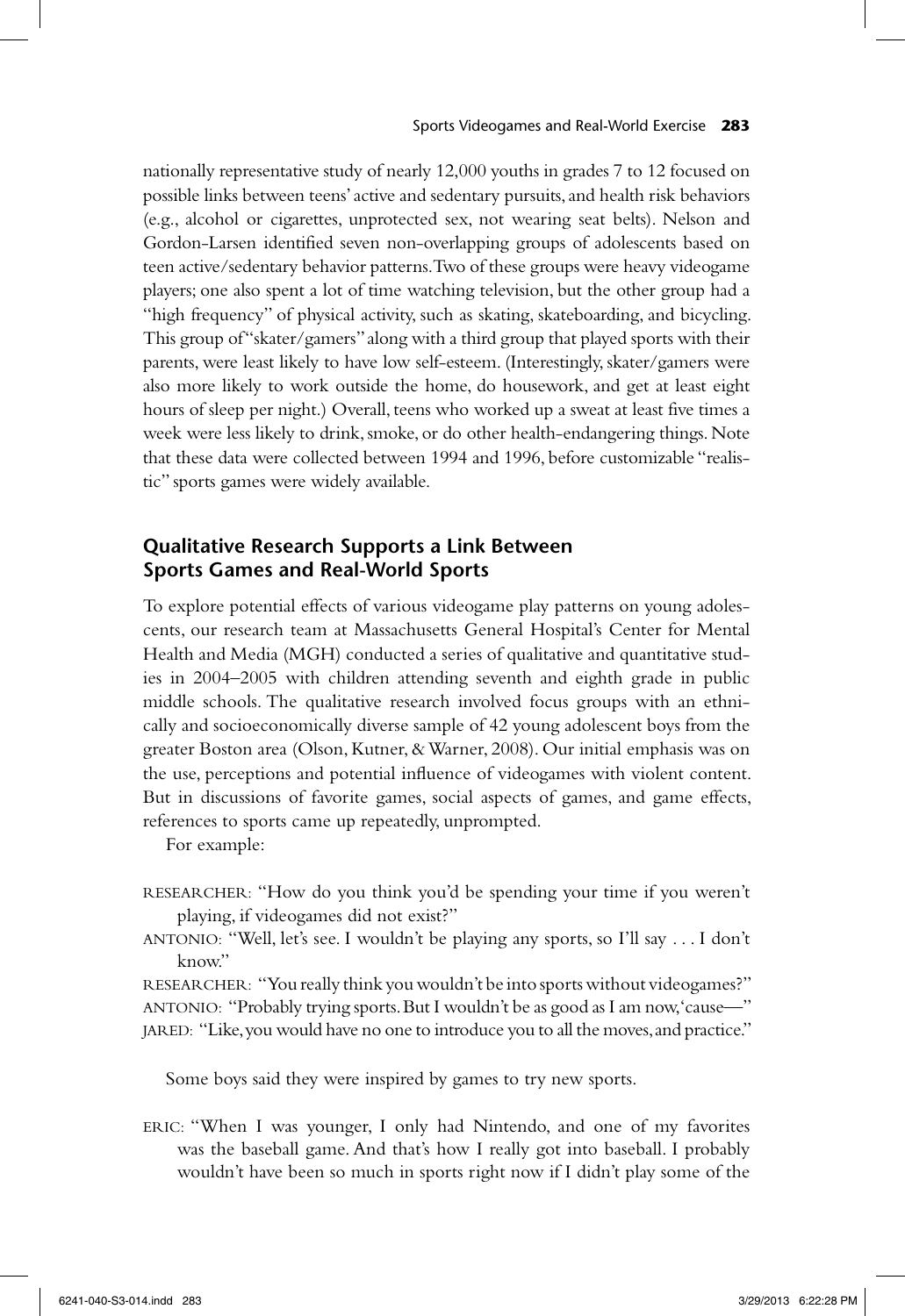nationally representative study of nearly 12,000 youths in grades 7 to 12 focused on possible links between teens' active and sedentary pursuits, and health risk behaviors (e.g., alcohol or cigarettes, unprotected sex, not wearing seat belts). Nelson and Gordon-Larsen identified seven non-overlapping groups of adolescents based on teen active/sedentary behavior patterns. Two of these groups were heavy videogame players; one also spent a lot of time watching television, but the other group had a "high frequency" of physical activity, such as skating, skateboarding, and bicycling. This group of "skater/gamers" along with a third group that played sports with their parents, were least likely to have low self-esteem. (Interestingly, skater/gamers were also more likely to work outside the home, do housework, and get at least eight hours of sleep per night.) Overall, teens who worked up a sweat at least five times a week were less likely to drink, smoke, or do other health-endangering things. Note that these data were collected between 1994 and 1996, before customizable "realistic" sports games were widely available.

## Qualitative Research Supports a Link Between Sports Games and Real-World Sports

To explore potential effects of various videogame play patterns on young adolescents, our research team at Massachusetts General Hospital's Center for Mental Health and Media (MGH) conducted a series of qualitative and quantitative studies in 2004–2005 with children attending seventh and eighth grade in public middle schools. The qualitative research involved focus groups with an ethnically and socioeconomically diverse sample of 42 young adolescent boys from the greater Boston area (Olson, Kutner, & Warner, 2008). Our initial emphasis was on the use, perceptions and potential influence of videogames with violent content. But in discussions of favorite games, social aspects of games, and game effects, references to sports came up repeatedly, unprompted.

For example:

RESEARCHER: "How do you think you'd be spending your time if you weren't playing, if videogames did not exist?"

ANTONIO: "Well, let's see. I wouldn't be playing any sports, so I'll say . . . I don't know."

RESEARCHER: "You really think you wouldn't be into sports without videogames?"

ANTONIO: "Probably trying sports. But I wouldn't be as good as I am now, 'cause—"

JARED: "Like, you would have no one to introduce you to all the moves, and practice."

Some boys said they were inspired by games to try new sports.

ERIC: "When I was younger, I only had Nintendo, and one of my favorites was the baseball game. And that's how I really got into baseball. I probably wouldn't have been so much in sports right now if I didn't play some of the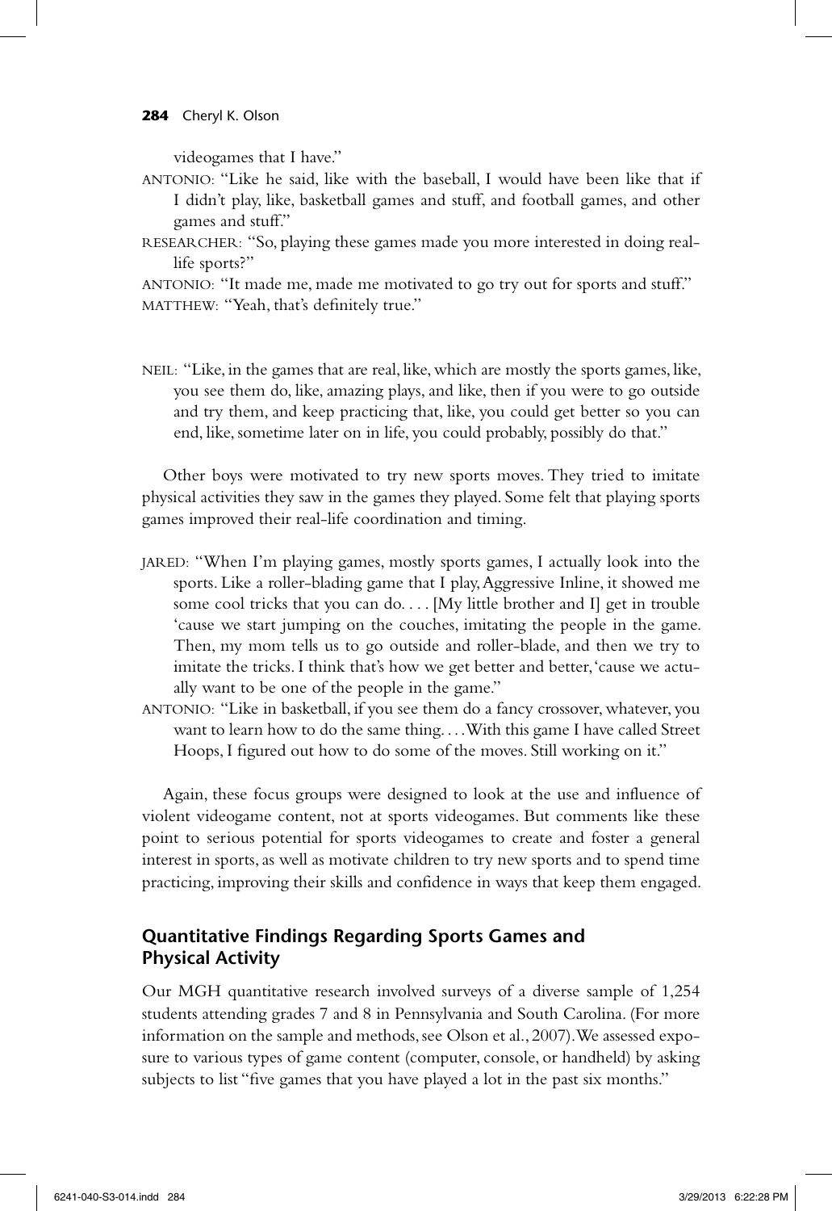videogames that I have."

ANTONIO: "Like he said, like with the baseball, I would have been like that if I didn't play, like, basketball games and stuff, and football games, and other games and stuff."

RESEARCHER: "So, playing these games made you more interested in doing real-life sports?"

ANTONIO: "It made me, made me motivated to go try out for sports and stuff."

MATTHEW: "Yeah, that's definitely true."

NEIL: "Like, in the games that are real, like, which are mostly the sports games, like, you see them do, like, amazing plays, and like, then if you were to go outside and try them, and keep practicing that, like, you could get better so you can end, like, sometime later on in life, you could probably, possibly do that."

Other boys were motivated to try new sports moves. They tried to imitate physical activities they saw in the games they played. Some felt that playing sports games improved their real-life coordination and timing.

JARED: "When I'm playing games, mostly sports games, I actually look into the sports. Like a roller-blading game that I play, Aggressive Inline, it showed me some cool tricks that you can do. . . . [My little brother and I] get in trouble 'cause we start jumping on the couches, imitating the people in the game. Then, my mom tells us to go outside and roller-blade, and then we try to imitate the tricks. I think that's how we get better and better, 'cause we actually want to be one of the people in the game."

ANTONIO: "Like in basketball, if you see them do a fancy crossover, whatever, you want to learn how to do the same thing. . . . With this game I have called Street Hoops, I figured out how to do some of the moves. Still working on it."

Again, these focus groups were designed to look at the use and influence of violent videogame content, not at sports videogames. But comments like these point to serious potential for sports videogames to create and foster a general interest in sports, as well as motivate children to try new sports and to spend time practicing, improving their skills and confidence in ways that keep them engaged.

## Quantitative Findings Regarding Sports Games and Physical Activity

Our MGH quantitative research involved surveys of a diverse sample of 1,254 students attending grades 7 and 8 in Pennsylvania and South Carolina. (For more information on the sample and methods, see Olson et al., 2007). We assessed exposure to various types of game content (computer, console, or handheld) by asking subjects to list "five games that you have played a lot in the past six months."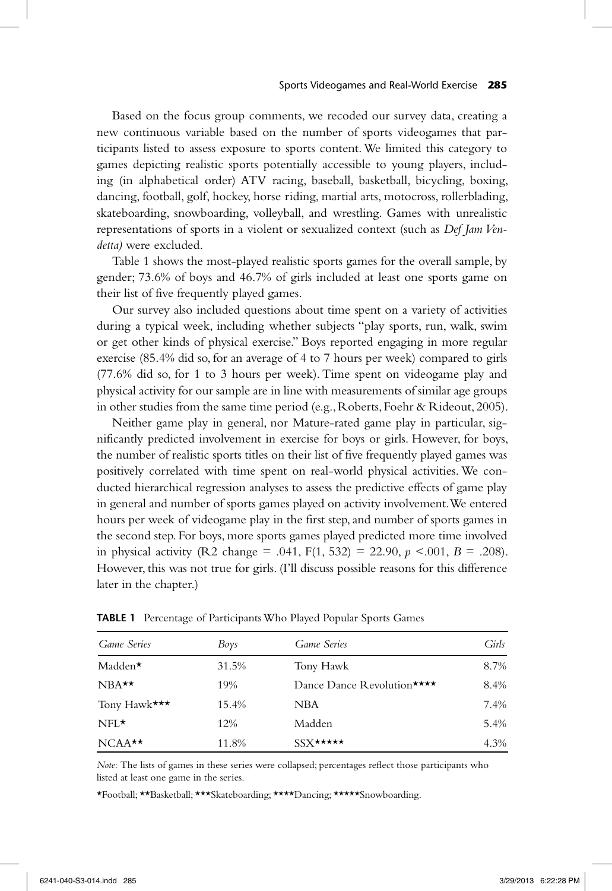Based on the focus group comments, we recoded our survey data, creating a new continuous variable based on the number of sports videogames that participants listed to assess exposure to sports content. We limited this category to games depicting realistic sports potentially accessible to young players, including (in alphabetical order) ATV racing, baseball, basketball, bicycling, boxing, dancing, football, golf, hockey, horse riding, martial arts, motocross, rollerblading, skateboarding, snowboarding, volleyball, and wrestling. Games with unrealistic representations of sports in a violent or sexualized context (such as *Def Jam Vendetta)* were excluded.

Table 1 shows the most-played realistic sports games for the overall sample, by gender; 73.6% of boys and 46.7% of girls included at least one sports game on their list of five frequently played games.

Our survey also included questions about time spent on a variety of activities during a typical week, including whether subjects "play sports, run, walk, swim or get other kinds of physical exercise." Boys reported engaging in more regular exercise (85.4% did so, for an average of 4 to 7 hours per week) compared to girls (77.6% did so, for 1 to 3 hours per week). Time spent on videogame play and physical activity for our sample are in line with measurements of similar age groups in other studies from the same time period (e.g., Roberts, Foehr & Rideout, 2005).

Neither game play in general, nor Mature-rated game play in particular, significantly predicted involvement in exercise for boys or girls. However, for boys, the number of realistic sports titles on their list of five frequently played games was positively correlated with time spent on real-world physical activities. We conducted hierarchical regression analyses to assess the predictive effects of game play in general and number of sports games played on activity involvement. We entered hours per week of videogame play in the first step, and number of sports games in the second step. For boys, more sports games played predicted more time involved in physical activity (R2 change = .041, $F(1, 532) = 22.90$, $p < .001$, $B = .208$). However, this was not true for girls. (I'll discuss possible reasons for this difference later in the chapter.)

**TABLE 1** Percentage of Participants Who Played Popular Sports Games

| *Game Series* | *Boys* | *Game Series* | *Girls* |
|---|---|---|---|
| Madden* | 31.5% | Tony Hawk | 8.7% |
| NBA** | 19% | Dance Dance Revolution**** | 8.4% |
| Tony Hawk*** | 15.4% | NBA | 7.4% |
| NFL* | 12% | Madden | 5.4% |
| NCAA** | 11.8% | SSX***** | 4.3% |

*Note*: The lists of games in these series were collapsed; percentages reflect those participants who listed at least one game in the series.

*Football; **Basketball; ***Skateboarding; ****Dancing; *****Snowboarding.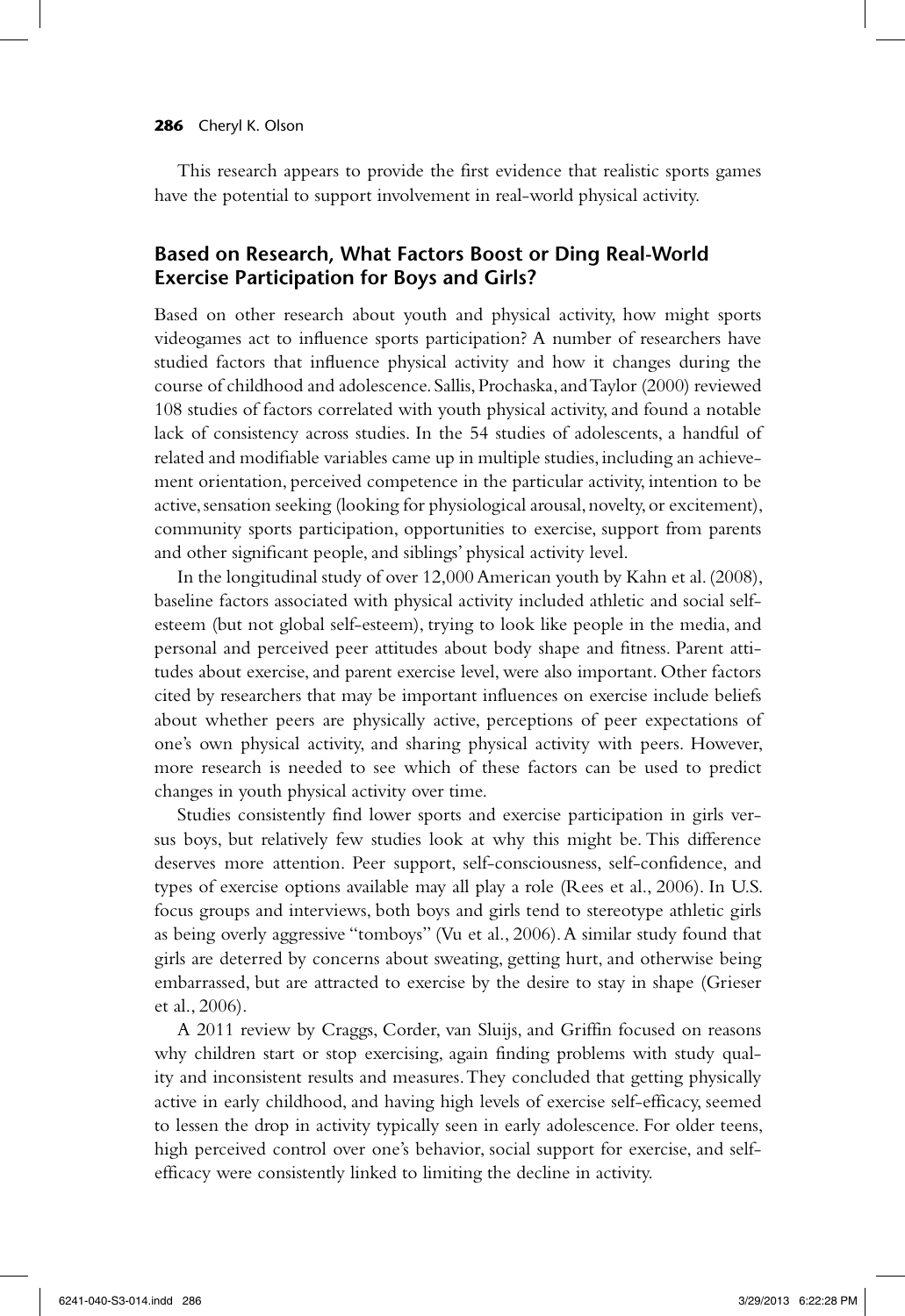This research appears to provide the first evidence that realistic sports games have the potential to support involvement in real-world physical activity.

## Based on Research, What Factors Boost or Ding Real-World Exercise Participation for Boys and Girls?

Based on other research about youth and physical activity, how might sports videogames act to influence sports participation? A number of researchers have studied factors that influence physical activity and how it changes during the course of childhood and adolescence. Sallis, Prochaska, and Taylor (2000) reviewed 108 studies of factors correlated with youth physical activity, and found a notable lack of consistency across studies. In the 54 studies of adolescents, a handful of related and modifiable variables came up in multiple studies, including an achievement orientation, perceived competence in the particular activity, intention to be active, sensation seeking (looking for physiological arousal, novelty, or excitement), community sports participation, opportunities to exercise, support from parents and other significant people, and siblings' physical activity level.

In the longitudinal study of over 12,000 American youth by Kahn et al. (2008), baseline factors associated with physical activity included athletic and social self-esteem (but not global self-esteem), trying to look like people in the media, and personal and perceived peer attitudes about body shape and fitness. Parent attitudes about exercise, and parent exercise level, were also important. Other factors cited by researchers that may be important influences on exercise include beliefs about whether peers are physically active, perceptions of peer expectations of one's own physical activity, and sharing physical activity with peers. However, more research is needed to see which of these factors can be used to predict changes in youth physical activity over time.

Studies consistently find lower sports and exercise participation in girls versus boys, but relatively few studies look at why this might be. This difference deserves more attention. Peer support, self-consciousness, self-confidence, and types of exercise options available may all play a role (Rees et al., 2006). In U.S. focus groups and interviews, both boys and girls tend to stereotype athletic girls as being overly aggressive "tomboys" (Vu et al., 2006). A similar study found that girls are deterred by concerns about sweating, getting hurt, and otherwise being embarrassed, but are attracted to exercise by the desire to stay in shape (Grieser et al., 2006).

A 2011 review by Craggs, Corder, van Sluijs, and Griffin focused on reasons why children start or stop exercising, again finding problems with study quality and inconsistent results and measures. They concluded that getting physically active in early childhood, and having high levels of exercise self-efficacy, seemed to lessen the drop in activity typically seen in early adolescence. For older teens, high perceived control over one's behavior, social support for exercise, and self-efficacy were consistently linked to limiting the decline in activity.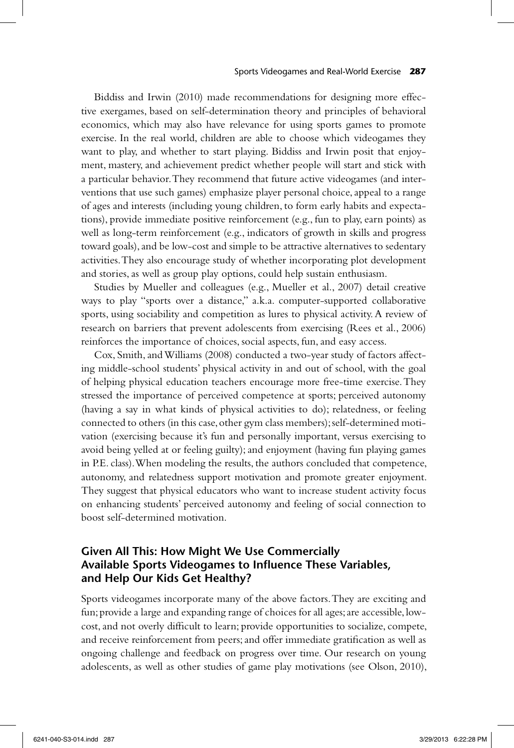Biddiss and Irwin (2010) made recommendations for designing more effective exergames, based on self-determination theory and principles of behavioral economics, which may also have relevance for using sports games to promote exercise. In the real world, children are able to choose which videogames they want to play, and whether to start playing. Biddiss and Irwin posit that enjoyment, mastery, and achievement predict whether people will start and stick with a particular behavior. They recommend that future active videogames (and interventions that use such games) emphasize player personal choice, appeal to a range of ages and interests (including young children, to form early habits and expectations), provide immediate positive reinforcement (e.g., fun to play, earn points) as well as long-term reinforcement (e.g., indicators of growth in skills and progress toward goals), and be low-cost and simple to be attractive alternatives to sedentary activities. They also encourage study of whether incorporating plot development and stories, as well as group play options, could help sustain enthusiasm.

Studies by Mueller and colleagues (e.g., Mueller et al., 2007) detail creative ways to play "sports over a distance," a.k.a. computer-supported collaborative sports, using sociability and competition as lures to physical activity. A review of research on barriers that prevent adolescents from exercising (Rees et al., 2006) reinforces the importance of choices, social aspects, fun, and easy access.

Cox, Smith, and Williams (2008) conducted a two-year study of factors affecting middle-school students' physical activity in and out of school, with the goal of helping physical education teachers encourage more free-time exercise. They stressed the importance of perceived competence at sports; perceived autonomy (having a say in what kinds of physical activities to do); relatedness, or feeling connected to others (in this case, other gym class members); self-determined motivation (exercising because it's fun and personally important, versus exercising to avoid being yelled at or feeling guilty); and enjoyment (having fun playing games in P.E. class). When modeling the results, the authors concluded that competence, autonomy, and relatedness support motivation and promote greater enjoyment. They suggest that physical educators who want to increase student activity focus on enhancing students' perceived autonomy and feeling of social connection to boost self-determined motivation.

## Given All This: How Might We Use Commercially Available Sports Videogames to Influence These Variables, and Help Our Kids Get Healthy?

Sports videogames incorporate many of the above factors. They are exciting and fun; provide a large and expanding range of choices for all ages; are accessible, low-cost, and not overly difficult to learn; provide opportunities to socialize, compete, and receive reinforcement from peers; and offer immediate gratification as well as ongoing challenge and feedback on progress over time. Our research on young adolescents, as well as other studies of game play motivations (see Olson, 2010),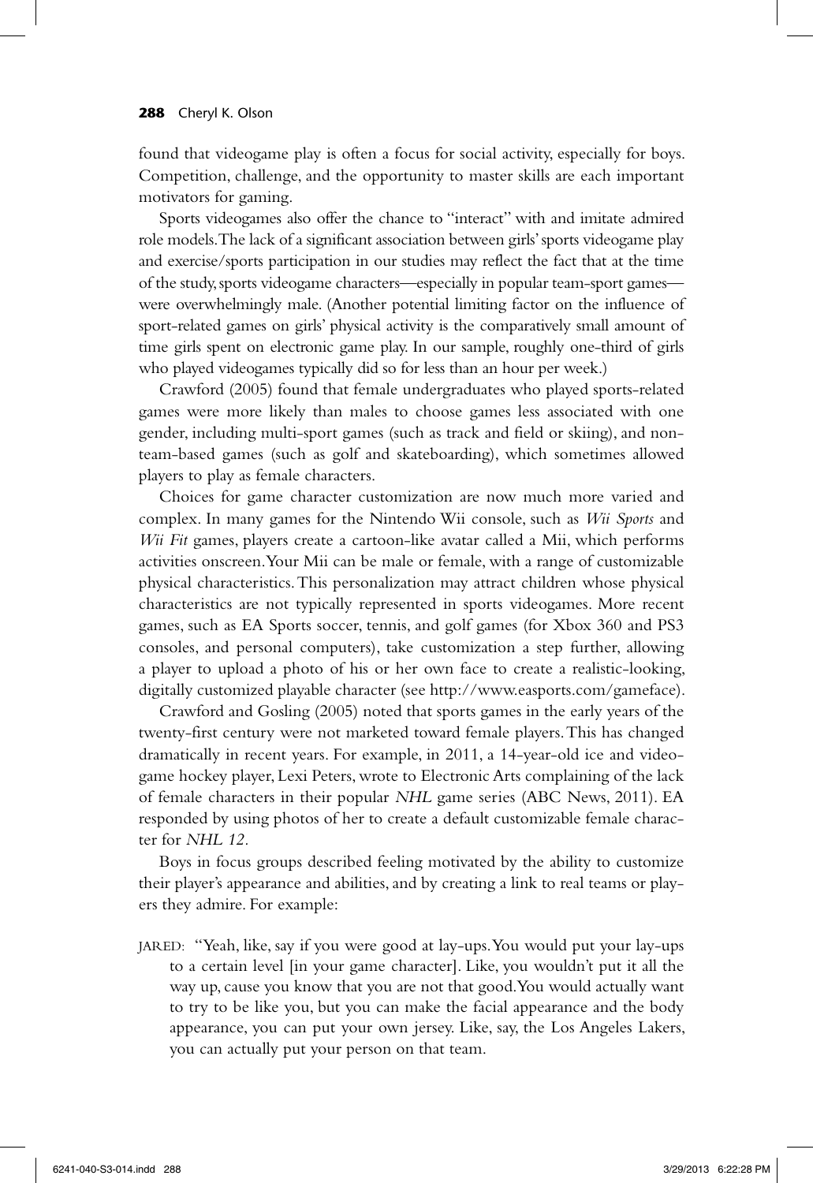found that videogame play is often a focus for social activity, especially for boys. Competition, challenge, and the opportunity to master skills are each important motivators for gaming.

Sports videogames also offer the chance to "interact" with and imitate admired role models. The lack of a significant association between girls' sports videogame play and exercise/sports participation in our studies may reflect the fact that at the time of the study, sports videogame characters—especially in popular team-sport games—were overwhelmingly male. (Another potential limiting factor on the influence of sport-related games on girls' physical activity is the comparatively small amount of time girls spent on electronic game play. In our sample, roughly one-third of girls who played videogames typically did so for less than an hour per week.)

Crawford (2005) found that female undergraduates who played sports-related games were more likely than males to choose games less associated with one gender, including multi-sport games (such as track and field or skiing), and non-team-based games (such as golf and skateboarding), which sometimes allowed players to play as female characters.

Choices for game character customization are now much more varied and complex. In many games for the Nintendo Wii console, such as *Wii Sports* and *Wii Fit* games, players create a cartoon-like avatar called a Mii, which performs activities onscreen. Your Mii can be male or female, with a range of customizable physical characteristics. This personalization may attract children whose physical characteristics are not typically represented in sports videogames. More recent games, such as EA Sports soccer, tennis, and golf games (for Xbox 360 and PS3 consoles, and personal computers), take customization a step further, allowing a player to upload a photo of his or her own face to create a realistic-looking, digitally customized playable character (see http://www.easports.com/gameface).

Crawford and Gosling (2005) noted that sports games in the early years of the twenty-first century were not marketed toward female players. This has changed dramatically in recent years. For example, in 2011, a 14-year-old ice and videogame hockey player, Lexi Peters, wrote to Electronic Arts complaining of the lack of female characters in their popular *NHL* game series (ABC News, 2011). EA responded by using photos of her to create a default customizable female character for *NHL 12*.

Boys in focus groups described feeling motivated by the ability to customize their player's appearance and abilities, and by creating a link to real teams or players they admire. For example:

JARED: "Yeah, like, say if you were good at lay-ups. You would put your lay-ups to a certain level [in your game character]. Like, you wouldn't put it all the way up, cause you know that you are not that good. You would actually want to try to be like you, but you can make the facial appearance and the body appearance, you can put your own jersey. Like, say, the Los Angeles Lakers, you can actually put your person on that team.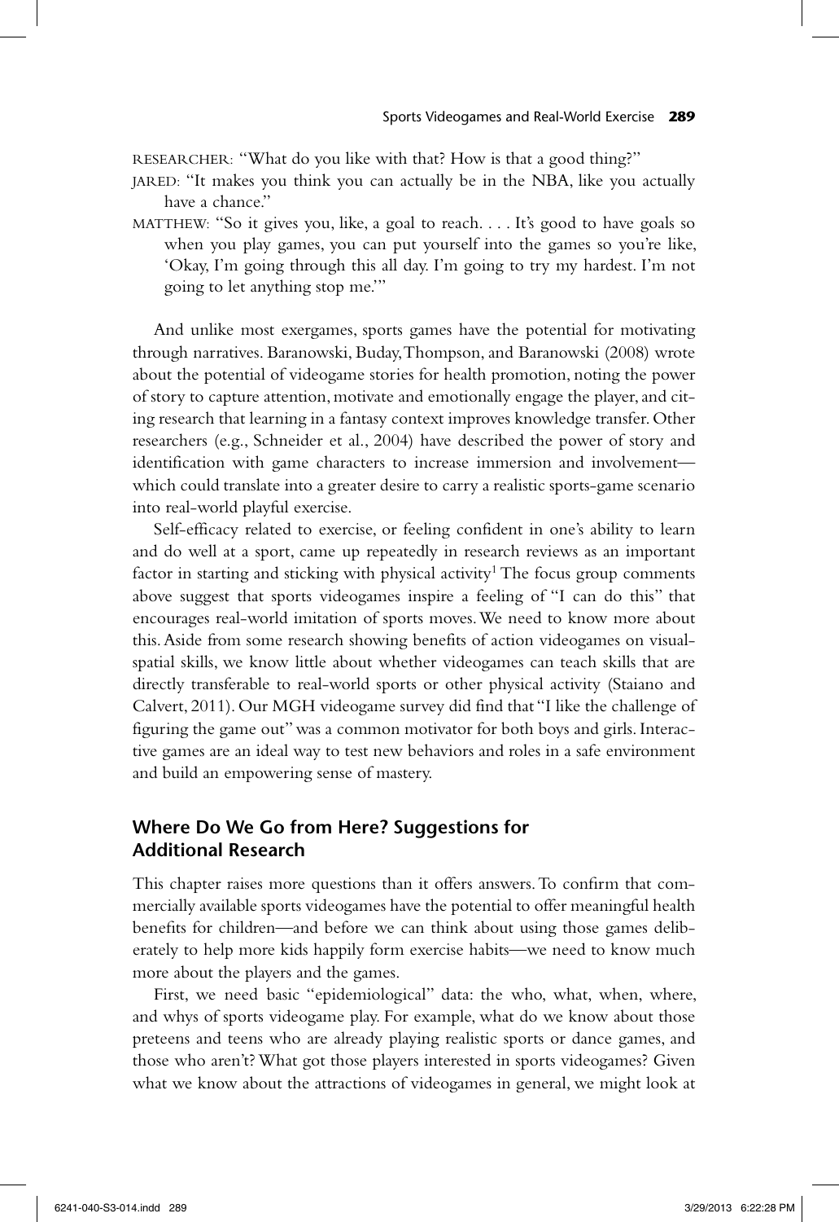RESEARCHER: "What do you like with that? How is that a good thing?"

JARED: "It makes you think you can actually be in the NBA, like you actually have a chance."

MATTHEW: "So it gives you, like, a goal to reach. . . . It's good to have goals so when you play games, you can put yourself into the games so you're like, 'Okay, I'm going through this all day. I'm going to try my hardest. I'm not going to let anything stop me.'"

And unlike most exergames, sports games have the potential for motivating through narratives. Baranowski, Buday, Thompson, and Baranowski (2008) wrote about the potential of videogame stories for health promotion, noting the power of story to capture attention, motivate and emotionally engage the player, and citing research that learning in a fantasy context improves knowledge transfer. Other researchers (e.g., Schneider et al., 2004) have described the power of story and identification with game characters to increase immersion and involvement—which could translate into a greater desire to carry a realistic sports-game scenario into real-world playful exercise.

Self-efficacy related to exercise, or feeling confident in one's ability to learn and do well at a sport, came up repeatedly in research reviews as an important factor in starting and sticking with physical activity[1] The focus group comments above suggest that sports videogames inspire a feeling of "I can do this" that encourages real-world imitation of sports moves. We need to know more about this. Aside from some research showing benefits of action videogames on visual-spatial skills, we know little about whether videogames can teach skills that are directly transferable to real-world sports or other physical activity (Staiano and Calvert, 2011). Our MGH videogame survey did find that "I like the challenge of figuring the game out" was a common motivator for both boys and girls. Interactive games are an ideal way to test new behaviors and roles in a safe environment and build an empowering sense of mastery.

## Where Do We Go from Here? Suggestions for Additional Research

This chapter raises more questions than it offers answers. To confirm that commercially available sports videogames have the potential to offer meaningful health benefits for children—and before we can think about using those games deliberately to help more kids happily form exercise habits—we need to know much more about the players and the games.

First, we need basic "epidemiological" data: the who, what, when, where, and whys of sports videogame play. For example, what do we know about those preteens and teens who are already playing realistic sports or dance games, and those who aren't? What got those players interested in sports videogames? Given what we know about the attractions of videogames in general, we might look at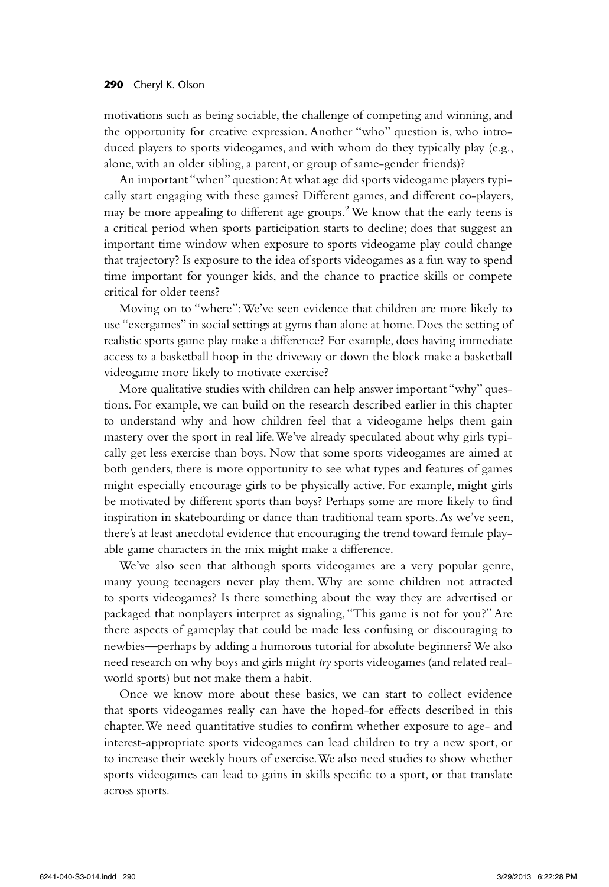motivations such as being sociable, the challenge of competing and winning, and the opportunity for creative expression. Another "who" question is, who introduced players to sports videogames, and with whom do they typically play (e.g., alone, with an older sibling, a parent, or group of same-gender friends)?

An important "when" question: At what age did sports videogame players typically start engaging with these games? Different games, and different co-players, may be more appealing to different age groups.[2] We know that the early teens is a critical period when sports participation starts to decline; does that suggest an important time window when exposure to sports videogame play could change that trajectory? Is exposure to the idea of sports videogames as a fun way to spend time important for younger kids, and the chance to practice skills or compete critical for older teens?

Moving on to "where": We've seen evidence that children are more likely to use "exergames" in social settings at gyms than alone at home. Does the setting of realistic sports game play make a difference? For example, does having immediate access to a basketball hoop in the driveway or down the block make a basketball videogame more likely to motivate exercise?

More qualitative studies with children can help answer important "why" questions. For example, we can build on the research described earlier in this chapter to understand why and how children feel that a videogame helps them gain mastery over the sport in real life. We've already speculated about why girls typically get less exercise than boys. Now that some sports videogames are aimed at both genders, there is more opportunity to see what types and features of games might especially encourage girls to be physically active. For example, might girls be motivated by different sports than boys? Perhaps some are more likely to find inspiration in skateboarding or dance than traditional team sports. As we've seen, there's at least anecdotal evidence that encouraging the trend toward female playable game characters in the mix might make a difference.

We've also seen that although sports videogames are a very popular genre, many young teenagers never play them. Why are some children not attracted to sports videogames? Is there something about the way they are advertised or packaged that nonplayers interpret as signaling, "This game is not for you?" Are there aspects of gameplay that could be made less confusing or discouraging to newbies—perhaps by adding a humorous tutorial for absolute beginners? We also need research on why boys and girls might *try* sports videogames (and related real-world sports) but not make them a habit.

Once we know more about these basics, we can start to collect evidence that sports videogames really can have the hoped-for effects described in this chapter. We need quantitative studies to confirm whether exposure to age- and interest-appropriate sports videogames can lead children to try a new sport, or to increase their weekly hours of exercise. We also need studies to show whether sports videogames can lead to gains in skills specific to a sport, or that translate across sports.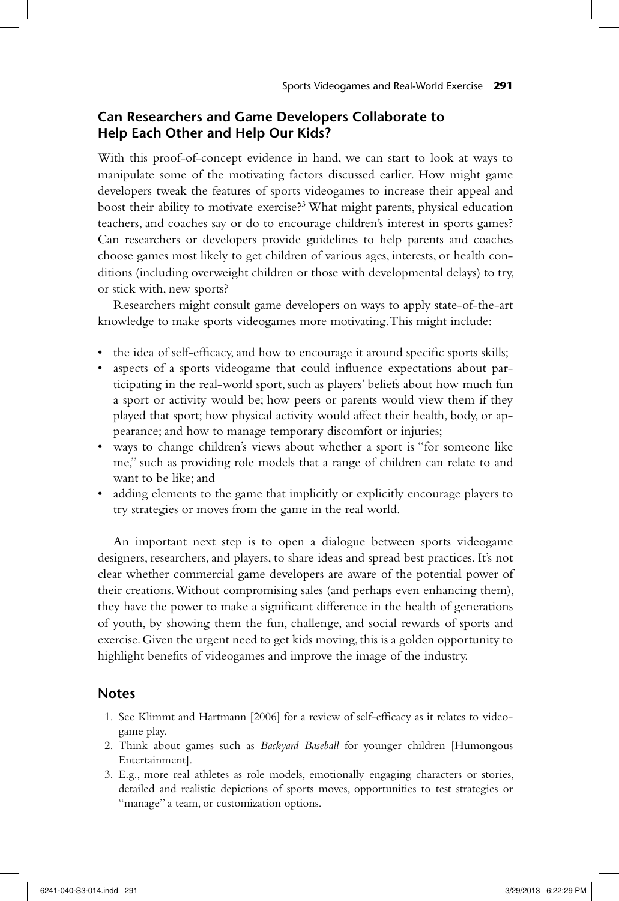## Can Researchers and Game Developers Collaborate to Help Each Other and Help Our Kids?

With this proof-of-concept evidence in hand, we can start to look at ways to manipulate some of the motivating factors discussed earlier. How might game developers tweak the features of sports videogames to increase their appeal and boost their ability to motivate exercise?[3] What might parents, physical education teachers, and coaches say or do to encourage children's interest in sports games? Can researchers or developers provide guidelines to help parents and coaches choose games most likely to get children of various ages, interests, or health conditions (including overweight children or those with developmental delays) to try, or stick with, new sports?

Researchers might consult game developers on ways to apply state-of-the-art knowledge to make sports videogames more motivating. This might include:

- the idea of self-efficacy, and how to encourage it around specific sports skills;
- aspects of a sports videogame that could influence expectations about participating in the real-world sport, such as players' beliefs about how much fun a sport or activity would be; how peers or parents would view them if they played that sport; how physical activity would affect their health, body, or appearance; and how to manage temporary discomfort or injuries;
- ways to change children's views about whether a sport is "for someone like me," such as providing role models that a range of children can relate to and want to be like; and
- adding elements to the game that implicitly or explicitly encourage players to try strategies or moves from the game in the real world.

An important next step is to open a dialogue between sports videogame designers, researchers, and players, to share ideas and spread best practices. It's not clear whether commercial game developers are aware of the potential power of their creations. Without compromising sales (and perhaps even enhancing them), they have the power to make a significant difference in the health of generations of youth, by showing them the fun, challenge, and social rewards of sports and exercise. Given the urgent need to get kids moving, this is a golden opportunity to highlight benefits of videogames and improve the image of the industry.

## Notes

1. See Klimmt and Hartmann [2006] for a review of self-efficacy as it relates to videogame play.
2. Think about games such as *Backyard Baseball* for younger children [Humongous Entertainment].
3. E.g., more real athletes as role models, emotionally engaging characters or stories, detailed and realistic depictions of sports moves, opportunities to test strategies or "manage" a team, or customization options.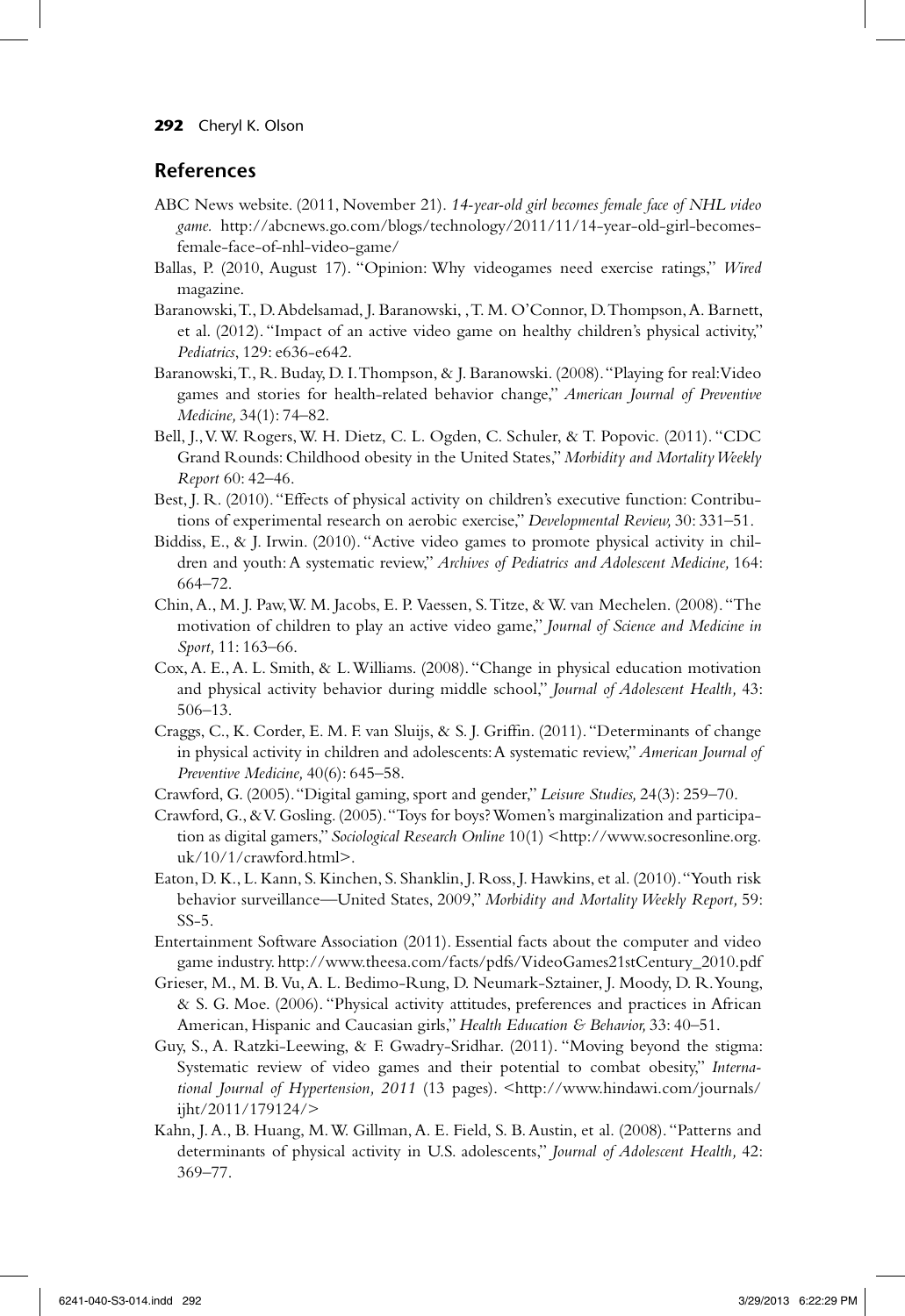## References

ABC News website. (2011, November 21). *14-year-old girl becomes female face of NHL video game.* http://abcnews.go.com/blogs/technology/2011/11/14-year-old-girl-becomes-female-face-of-nhl-video-game/

Ballas, P. (2010, August 17). "Opinion: Why videogames need exercise ratings," *Wired* magazine.

Baranowski, T., D. Abdelsamad, J. Baranowski, , T. M. O'Connor, D. Thompson, A. Barnett, et al. (2012). "Impact of an active video game on healthy children's physical activity," *Pediatrics*, 129: e636-e642.

Baranowski, T., R. Buday, D. I. Thompson, & J. Baranowski. (2008). "Playing for real: Video games and stories for health-related behavior change," *American Journal of Preventive Medicine,* 34(1): 74–82.

Bell, J., V. W. Rogers, W. H. Dietz, C. L. Ogden, C. Schuler, & T. Popovic. (2011). "CDC Grand Rounds: Childhood obesity in the United States," *Morbidity and Mortality Weekly Report* 60: 42–46.

Best, J. R. (2010). "Effects of physical activity on children's executive function: Contributions of experimental research on aerobic exercise," *Developmental Review,* 30: 331–51.

Biddiss, E., & J. Irwin. (2010). "Active video games to promote physical activity in children and youth: A systematic review," *Archives of Pediatrics and Adolescent Medicine,* 164: 664–72.

Chin, A., M. J. Paw, W. M. Jacobs, E. P. Vaessen, S. Titze, & W. van Mechelen. (2008). "The motivation of children to play an active video game," *Journal of Science and Medicine in Sport,* 11: 163–66.

Cox, A. E., A. L. Smith, & L. Williams. (2008). "Change in physical education motivation and physical activity behavior during middle school," *Journal of Adolescent Health,* 43: 506–13.

Craggs, C., K. Corder, E. M. F. van Sluijs, & S. J. Griffin. (2011). "Determinants of change in physical activity in children and adolescents: A systematic review," *American Journal of Preventive Medicine,* 40(6): 645–58.

Crawford, G. (2005). "Digital gaming, sport and gender," *Leisure Studies,* 24(3): 259–70.

Crawford, G., & V. Gosling. (2005). "Toys for boys? Women's marginalization and participation as digital gamers," *Sociological Research Online* 10(1) <http://www.socresonline.org.uk/10/1/crawford.html>.

Eaton, D. K., L. Kann, S. Kinchen, S. Shanklin, J. Ross, J. Hawkins, et al. (2010). "Youth risk behavior surveillance—United States, 2009," *Morbidity and Mortality Weekly Report,* 59: SS-5.

Entertainment Software Association (2011). Essential facts about the computer and video game industry. http://www.theesa.com/facts/pdfs/VideoGames21stCentury_2010.pdf

Grieser, M., M. B. Vu, A. L. Bedimo-Rung, D. Neumark-Sztainer, J. Moody, D. R. Young, & S. G. Moe. (2006). "Physical activity attitudes, preferences and practices in African American, Hispanic and Caucasian girls," *Health Education & Behavior,* 33: 40–51.

Guy, S., A. Ratzki-Leewing, & F. Gwadry-Sridhar. (2011). "Moving beyond the stigma: Systematic review of video games and their potential to combat obesity," *International Journal of Hypertension, 2011* (13 pages). <http://www.hindawi.com/journals/ijht/2011/179124/>

Kahn, J. A., B. Huang, M. W. Gillman, A. E. Field, S. B. Austin, et al. (2008). "Patterns and determinants of physical activity in U.S. adolescents," *Journal of Adolescent Health,* 42: 369–77.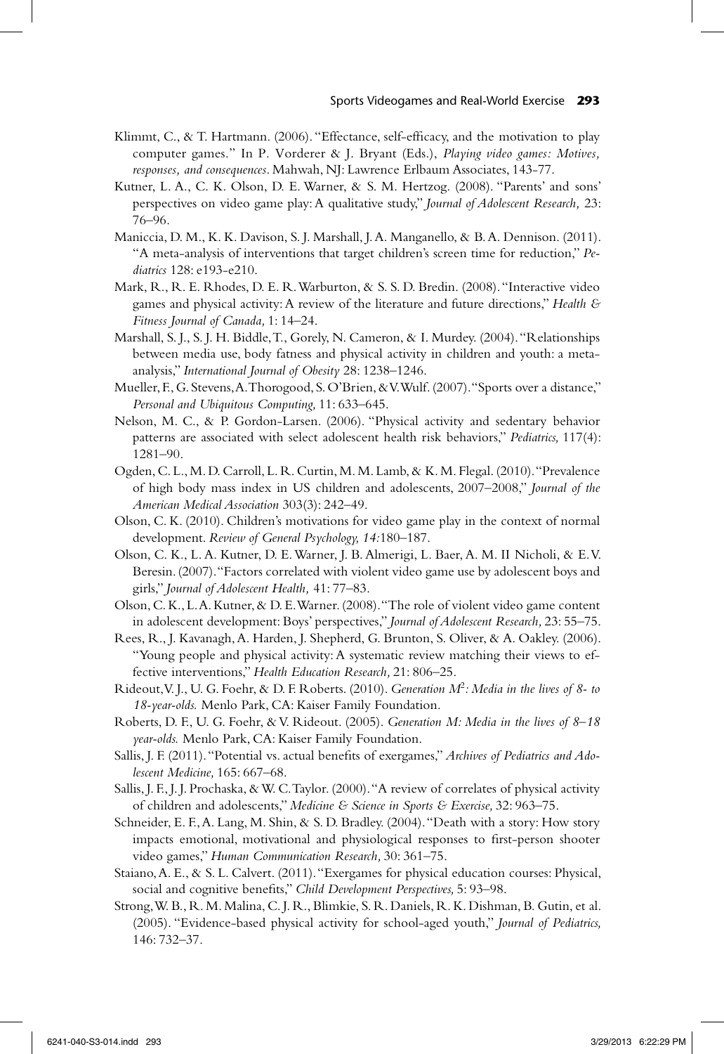Klimmt, C., & T. Hartmann. (2006). "Effectance, self-efficacy, and the motivation to play computer games." In P. Vorderer & J. Bryant (Eds.), *Playing video games: Motives, responses, and consequences*. Mahwah, NJ: Lawrence Erlbaum Associates, 143-77.

Kutner, L. A., C. K. Olson, D. E. Warner, & S. M. Hertzog. (2008). "Parents' and sons' perspectives on video game play: A qualitative study," *Journal of Adolescent Research,* 23: 76–96.

Maniccia, D. M., K. K. Davison, S. J. Marshall, J. A. Manganello, & B. A. Dennison. (2011). "A meta-analysis of interventions that target children's screen time for reduction," *Pediatrics* 128: e193-e210.

Mark, R., R. E. Rhodes, D. E. R. Warburton, & S. S. D. Bredin. (2008). "Interactive video games and physical activity: A review of the literature and future directions," *Health & Fitness Journal of Canada,* 1: 14–24.

Marshall, S. J., S. J. H. Biddle, T., Gorely, N. Cameron, & I. Murdey. (2004). "Relationships between media use, body fatness and physical activity in children and youth: a meta-analysis," *International Journal of Obesity* 28: 1238–1246.

Mueller, F., G. Stevens, A. Thorogood, S. O'Brien, & V. Wulf. (2007). "Sports over a distance," *Personal and Ubiquitous Computing,* 11: 633–645.

Nelson, M. C., & P. Gordon-Larsen. (2006). "Physical activity and sedentary behavior patterns are associated with select adolescent health risk behaviors," *Pediatrics,* 117(4): 1281–90.

Ogden, C. L., M. D. Carroll, L. R. Curtin, M. M. Lamb, & K. M. Flegal. (2010). "Prevalence of high body mass index in US children and adolescents, 2007–2008," *Journal of the American Medical Association* 303(3): 242–49.

Olson, C. K. (2010). Children's motivations for video game play in the context of normal development. *Review of General Psychology, 14*:180–187.

Olson, C. K., L. A. Kutner, D. E. Warner, J. B. Almerigi, L. Baer, A. M. II Nicholi, & E. V. Beresin. (2007). "Factors correlated with violent video game use by adolescent boys and girls," *Journal of Adolescent Health,* 41: 77–83.

Olson, C. K., L. A. Kutner, & D. E. Warner. (2008). "The role of violent video game content in adolescent development: Boys' perspectives," *Journal of Adolescent Research,* 23: 55–75.

Rees, R., J. Kavanagh, A. Harden, J. Shepherd, G. Brunton, S. Oliver, & A. Oakley. (2006). "Young people and physical activity: A systematic review matching their views to effective interventions," *Health Education Research,* 21: 806–25.

Rideout, V. J., U. G. Foehr, & D. F. Roberts. (2010). *Generation $M^2$: Media in the lives of 8- to 18-year-olds.* Menlo Park, CA: Kaiser Family Foundation.

Roberts, D. F., U. G. Foehr, & V. Rideout. (2005). *Generation M: Media in the lives of 8–18 year-olds.* Menlo Park, CA: Kaiser Family Foundation.

Sallis, J. F. (2011). "Potential vs. actual benefits of exergames," *Archives of Pediatrics and Adolescent Medicine,* 165: 667–68.

Sallis, J. F., J. J. Prochaska, & W. C. Taylor. (2000). "A review of correlates of physical activity of children and adolescents," *Medicine & Science in Sports & Exercise,* 32: 963–75.

Schneider, E. F., A. Lang, M. Shin, & S. D. Bradley. (2004). "Death with a story: How story impacts emotional, motivational and physiological responses to first-person shooter video games," *Human Communication Research,* 30: 361–75.

Staiano, A. E., & S. L. Calvert. (2011). "Exergames for physical education courses: Physical, social and cognitive benefits," *Child Development Perspectives,* 5: 93–98.

Strong, W. B., R. M. Malina, C. J. R., Blimkie, S. R. Daniels, R. K. Dishman, B. Gutin, et al. (2005). "Evidence-based physical activity for school-aged youth," *Journal of Pediatrics,* 146: 732–37.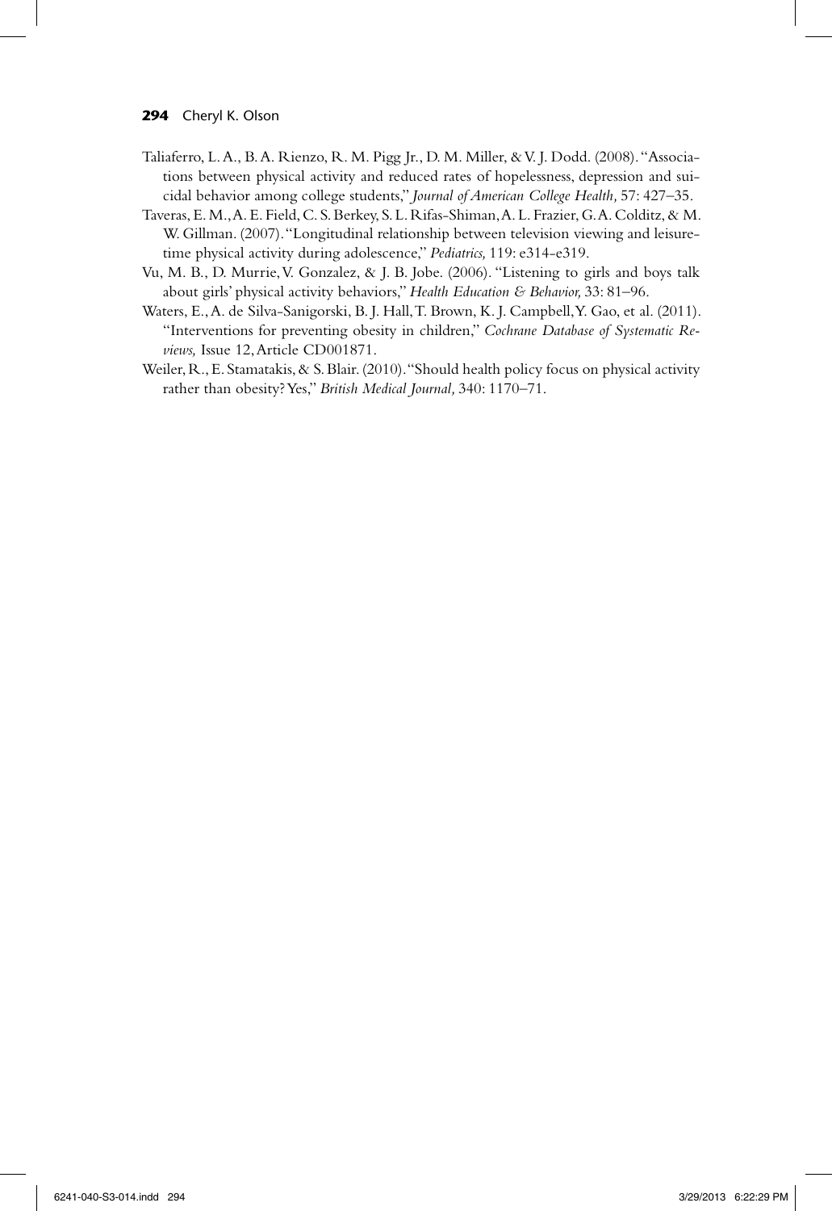Taliaferro, L. A., B. A. Rienzo, R. M. Pigg Jr., D. M. Miller, & V. J. Dodd. (2008). "Associations between physical activity and reduced rates of hopelessness, depression and suicidal behavior among college students," *Journal of American College Health,* 57: 427–35.

Taveras, E. M., A. E. Field, C. S. Berkey, S. L. Rifas-Shiman, A. L. Frazier, G. A. Colditz, & M. W. Gillman. (2007). "Longitudinal relationship between television viewing and leisure-time physical activity during adolescence," *Pediatrics,* 119: e314-e319.

Vu, M. B., D. Murrie, V. Gonzalez, & J. B. Jobe. (2006). "Listening to girls and boys talk about girls' physical activity behaviors," *Health Education & Behavior,* 33: 81–96.

Waters, E., A. de Silva-Sanigorski, B. J. Hall, T. Brown, K. J. Campbell, Y. Gao, et al. (2011). "Interventions for preventing obesity in children," *Cochrane Database of Systematic Reviews,* Issue 12, Article CD001871.

Weiler, R., E. Stamatakis, & S. Blair. (2010). "Should health policy focus on physical activity rather than obesity? Yes," *British Medical Journal,* 340: 1170–71.